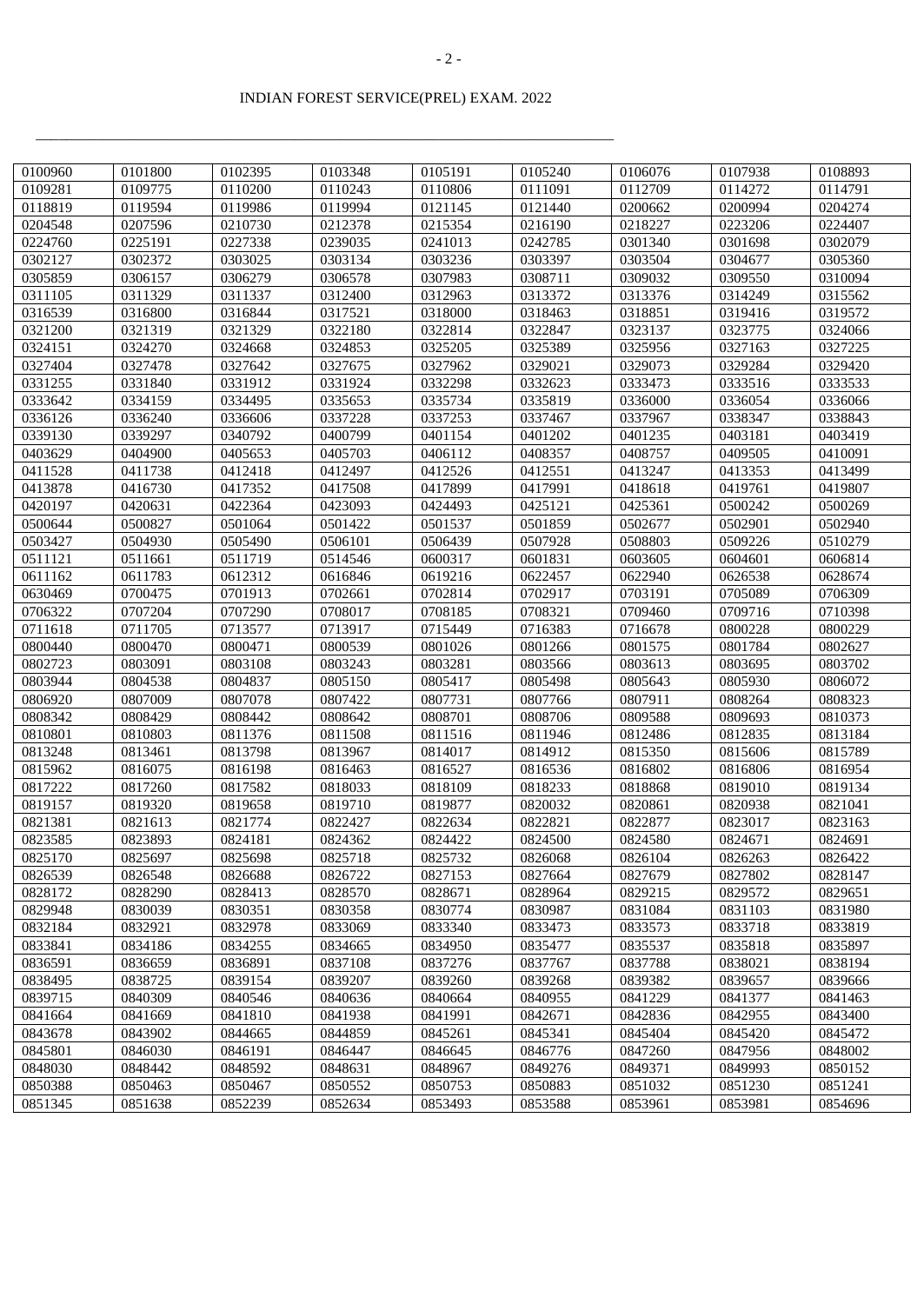INDIAN FOREST SERVICE(PREL) EXAM. 2022

| 0100960 | 0101800 | 0102395 | 0103348 | 0105191 | 0105240 | 0106076 | 0107938 | 0108893 |
|---|---|---|---|---|---|---|---|---|
| 0109281 | 0109775 | 0110200 | 0110243 | 0110806 | 0111091 | 0112709 | 0114272 | 0114791 |
| 0118819 | 0119594 | 0119986 | 0119994 | 0121145 | 0121440 | 0200662 | 0200994 | 0204274 |
| 0204548 | 0207596 | 0210730 | 0212378 | 0215354 | 0216190 | 0218227 | 0223206 | 0224407 |
| 0224760 | 0225191 | 0227338 | 0239035 | 0241013 | 0242785 | 0301340 | 0301698 | 0302079 |
| 0302127 | 0302372 | 0303025 | 0303134 | 0303236 | 0303397 | 0303504 | 0304677 | 0305360 |
| 0305859 | 0306157 | 0306279 | 0306578 | 0307983 | 0308711 | 0309032 | 0309550 | 0310094 |
| 0311105 | 0311329 | 0311337 | 0312400 | 0312963 | 0313372 | 0313376 | 0314249 | 0315562 |
| 0316539 | 0316800 | 0316844 | 0317521 | 0318000 | 0318463 | 0318851 | 0319416 | 0319572 |
| 0321200 | 0321319 | 0321329 | 0322180 | 0322814 | 0322847 | 0323137 | 0323775 | 0324066 |
| 0324151 | 0324270 | 0324668 | 0324853 | 0325205 | 0325389 | 0325956 | 0327163 | 0327225 |
| 0327404 | 0327478 | 0327642 | 0327675 | 0327962 | 0329021 | 0329073 | 0329284 | 0329420 |
| 0331255 | 0331840 | 0331912 | 0331924 | 0332298 | 0332623 | 0333473 | 0333516 | 0333533 |
| 0333642 | 0334159 | 0334495 | 0335653 | 0335734 | 0335819 | 0336000 | 0336054 | 0336066 |
| 0336126 | 0336240 | 0336606 | 0337228 | 0337253 | 0337467 | 0337967 | 0338347 | 0338843 |
| 0339130 | 0339297 | 0340792 | 0400799 | 0401154 | 0401202 | 0401235 | 0403181 | 0403419 |
| 0403629 | 0404900 | 0405653 | 0405703 | 0406112 | 0408357 | 0408757 | 0409505 | 0410091 |
| 0411528 | 0411738 | 0412418 | 0412497 | 0412526 | 0412551 | 0413247 | 0413353 | 0413499 |
| 0413878 | 0416730 | 0417352 | 0417508 | 0417899 | 0417991 | 0418618 | 0419761 | 0419807 |
| 0420197 | 0420631 | 0422364 | 0423093 | 0424493 | 0425121 | 0425361 | 0500242 | 0500269 |
| 0500644 | 0500827 | 0501064 | 0501422 | 0501537 | 0501859 | 0502677 | 0502901 | 0502940 |
| 0503427 | 0504930 | 0505490 | 0506101 | 0506439 | 0507928 | 0508803 | 0509226 | 0510279 |
| 0511121 | 0511661 | 0511719 | 0514546 | 0600317 | 0601831 | 0603605 | 0604601 | 0606814 |
| 0611162 | 0611783 | 0612312 | 0616846 | 0619216 | 0622457 | 0622940 | 0626538 | 0628674 |
| 0630469 | 0700475 | 0701913 | 0702661 | 0702814 | 0702917 | 0703191 | 0705089 | 0706309 |
| 0706322 | 0707204 | 0707290 | 0708017 | 0708185 | 0708321 | 0709460 | 0709716 | 0710398 |
| 0711618 | 0711705 | 0713577 | 0713917 | 0715449 | 0716383 | 0716678 | 0800228 | 0800229 |
| 0800440 | 0800470 | 0800471 | 0800539 | 0801026 | 0801266 | 0801575 | 0801784 | 0802627 |
| 0802723 | 0803091 | 0803108 | 0803243 | 0803281 | 0803566 | 0803613 | 0803695 | 0803702 |
| 0803944 | 0804538 | 0804837 | 0805150 | 0805417 | 0805498 | 0805643 | 0805930 | 0806072 |
| 0806920 | 0807009 | 0807078 | 0807422 | 0807731 | 0807766 | 0807911 | 0808264 | 0808323 |
| 0808342 | 0808429 | 0808442 | 0808642 | 0808701 | 0808706 | 0809588 | 0809693 | 0810373 |
| 0810801 | 0810803 | 0811376 | 0811508 | 0811516 | 0811946 | 0812486 | 0812835 | 0813184 |
| 0813248 | 0813461 | 0813798 | 0813967 | 0814017 | 0814912 | 0815350 | 0815606 | 0815789 |
| 0815962 | 0816075 | 0816198 | 0816463 | 0816527 | 0816536 | 0816802 | 0816806 | 0816954 |
| 0817222 | 0817260 | 0817582 | 0818033 | 0818109 | 0818233 | 0818868 | 0819010 | 0819134 |
| 0819157 | 0819320 | 0819658 | 0819710 | 0819877 | 0820032 | 0820861 | 0820938 | 0821041 |
| 0821381 | 0821613 | 0821774 | 0822427 | 0822634 | 0822821 | 0822877 | 0823017 | 0823163 |
| 0823585 | 0823893 | 0824181 | 0824362 | 0824422 | 0824500 | 0824580 | 0824671 | 0824691 |
| 0825170 | 0825697 | 0825698 | 0825718 | 0825732 | 0826068 | 0826104 | 0826263 | 0826422 |
| 0826539 | 0826548 | 0826688 | 0826722 | 0827153 | 0827664 | 0827679 | 0827802 | 0828147 |
| 0828172 | 0828290 | 0828413 | 0828570 | 0828671 | 0828964 | 0829215 | 0829572 | 0829651 |
| 0829948 | 0830039 | 0830351 | 0830358 | 0830774 | 0830987 | 0831084 | 0831103 | 0831980 |
| 0832184 | 0832921 | 0832978 | 0833069 | 0833340 | 0833473 | 0833573 | 0833718 | 0833819 |
| 0833841 | 0834186 | 0834255 | 0834665 | 0834950 | 0835477 | 0835537 | 0835818 | 0835897 |
| 0836591 | 0836659 | 0836891 | 0837108 | 0837276 | 0837767 | 0837788 | 0838021 | 0838194 |
| 0838495 | 0838725 | 0839154 | 0839207 | 0839260 | 0839268 | 0839382 | 0839657 | 0839666 |
| 0839715 | 0840309 | 0840546 | 0840636 | 0840664 | 0840955 | 0841229 | 0841377 | 0841463 |
| 0841664 | 0841669 | 0841810 | 0841938 | 0841991 | 0842671 | 0842836 | 0842955 | 0843400 |
| 0843678 | 0843902 | 0844665 | 0844859 | 0845261 | 0845341 | 0845404 | 0845420 | 0845472 |
| 0845801 | 0846030 | 0846191 | 0846447 | 0846645 | 0846776 | 0847260 | 0847956 | 0848002 |
| 0848030 | 0848442 | 0848592 | 0848631 | 0848967 | 0849276 | 0849371 | 0849993 | 0850152 |
| 0850388 | 0850463 | 0850467 | 0850552 | 0850753 | 0850883 | 0851032 | 0851230 | 0851241 |
| 0851345 | 0851638 | 0852239 | 0852634 | 0853493 | 0853588 | 0853961 | 0853981 | 0854696 |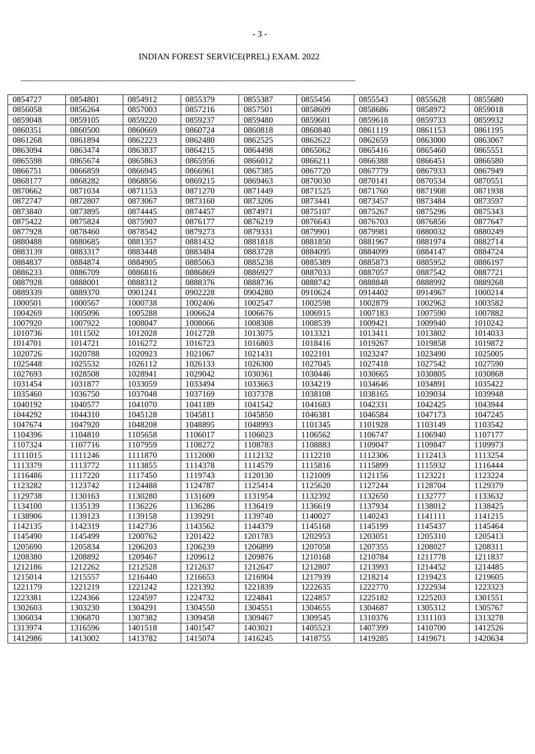INDIAN FOREST SERVICE(PREL) EXAM. 2022

| | | | | | | | | |
|---|---|---|---|---|---|---|---|---|
| 0854727 | 0854801 | 0854912 | 0855379 | 0855387 | 0855456 | 0855543 | 0855628 | 0855680 |
| 0856058 | 0856264 | 0857003 | 0857216 | 0857501 | 0858609 | 0858686 | 0858972 | 0859018 |
| 0859048 | 0859105 | 0859220 | 0859237 | 0859480 | 0859601 | 0859618 | 0859733 | 0859932 |
| 0860351 | 0860500 | 0860669 | 0860724 | 0860818 | 0860840 | 0861119 | 0861153 | 0861195 |
| 0861268 | 0861894 | 0862223 | 0862480 | 0862525 | 0862622 | 0862659 | 0863000 | 0863067 |
| 0863094 | 0863474 | 0863837 | 0864215 | 0864498 | 0865062 | 0865416 | 0865460 | 0865551 |
| 0865598 | 0865674 | 0865863 | 0865956 | 0866012 | 0866211 | 0866388 | 0866451 | 0866580 |
| 0866751 | 0866859 | 0866945 | 0866961 | 0867385 | 0867720 | 0867779 | 0867933 | 0867949 |
| 0868177 | 0868282 | 0868856 | 0869215 | 0869463 | 0870030 | 0870141 | 0870534 | 0870551 |
| 0870662 | 0871034 | 0871153 | 0871270 | 0871449 | 0871525 | 0871760 | 0871908 | 0871938 |
| 0872747 | 0872807 | 0873067 | 0873160 | 0873206 | 0873441 | 0873457 | 0873484 | 0873597 |
| 0873840 | 0873895 | 0874445 | 0874457 | 0874971 | 0875107 | 0875267 | 0875296 | 0875343 |
| 0875422 | 0875824 | 0875907 | 0876177 | 0876219 | 0876643 | 0876703 | 0876856 | 0877647 |
| 0877928 | 0878460 | 0878542 | 0879273 | 0879331 | 0879901 | 0879981 | 0880032 | 0880249 |
| 0880488 | 0880685 | 0881357 | 0881432 | 0881818 | 0881850 | 0881967 | 0881974 | 0882714 |
| 0883139 | 0883317 | 0883448 | 0883484 | 0883728 | 0884095 | 0884099 | 0884147 | 0884724 |
| 0884837 | 0884874 | 0884905 | 0885063 | 0885238 | 0885389 | 0885873 | 0885952 | 0886197 |
| 0886233 | 0886709 | 0886816 | 0886869 | 0886927 | 0887033 | 0887057 | 0887542 | 0887721 |
| 0887928 | 0888001 | 0888312 | 0888376 | 0888736 | 0888742 | 0888848 | 0888992 | 0889268 |
| 0889339 | 0889370 | 0901241 | 0902228 | 0904280 | 0910624 | 0914402 | 0914967 | 1000214 |
| 1000501 | 1000567 | 1000738 | 1002406 | 1002547 | 1002598 | 1002879 | 1002962 | 1003582 |
| 1004269 | 1005096 | 1005288 | 1006624 | 1006676 | 1006915 | 1007183 | 1007590 | 1007882 |
| 1007920 | 1007922 | 1008047 | 1008066 | 1008308 | 1008539 | 1009421 | 1009940 | 1010242 |
| 1010736 | 1011502 | 1012028 | 1012728 | 1013075 | 1013321 | 1013411 | 1013802 | 1014033 |
| 1014701 | 1014721 | 1016272 | 1016723 | 1016803 | 1018416 | 1019267 | 1019858 | 1019872 |
| 1020726 | 1020788 | 1020923 | 1021067 | 1021431 | 1022101 | 1023247 | 1023490 | 1025005 |
| 1025448 | 1025532 | 1026112 | 1026133 | 1026300 | 1027045 | 1027418 | 1027542 | 1027590 |
| 1027693 | 1028508 | 1028941 | 1029042 | 1030361 | 1030446 | 1030665 | 1030805 | 1030868 |
| 1031454 | 1031877 | 1033059 | 1033494 | 1033663 | 1034219 | 1034646 | 1034891 | 1035422 |
| 1035460 | 1036750 | 1037048 | 1037169 | 1037378 | 1038108 | 1038165 | 1039034 | 1039948 |
| 1040192 | 1040577 | 1041070 | 1041189 | 1041542 | 1041683 | 1042331 | 1042425 | 1043944 |
| 1044292 | 1044310 | 1045128 | 1045811 | 1045850 | 1046381 | 1046584 | 1047173 | 1047245 |
| 1047674 | 1047920 | 1048208 | 1048895 | 1048993 | 1101345 | 1101928 | 1103149 | 1103542 |
| 1104396 | 1104810 | 1105658 | 1106017 | 1106023 | 1106562 | 1106747 | 1106940 | 1107177 |
| 1107324 | 1107716 | 1107959 | 1108272 | 1108783 | 1108883 | 1109047 | 1109847 | 1109973 |
| 1111015 | 1111246 | 1111870 | 1112000 | 1112132 | 1112210 | 1112306 | 1112413 | 1113254 |
| 1113379 | 1113772 | 1113855 | 1114378 | 1114579 | 1115816 | 1115899 | 1115932 | 1116444 |
| 1116486 | 1117220 | 1117450 | 1119743 | 1120130 | 1121009 | 1121156 | 1123221 | 1123224 |
| 1123282 | 1123742 | 1124488 | 1124787 | 1125414 | 1125620 | 1127244 | 1128704 | 1129379 |
| 1129738 | 1130163 | 1130280 | 1131609 | 1131954 | 1132392 | 1132650 | 1132777 | 1133632 |
| 1134100 | 1135139 | 1136226 | 1136286 | 1136419 | 1136619 | 1137934 | 1138012 | 1138425 |
| 1138906 | 1139123 | 1139158 | 1139291 | 1139740 | 1140027 | 1140243 | 1141111 | 1141215 |
| 1142135 | 1142319 | 1142736 | 1143562 | 1144379 | 1145168 | 1145199 | 1145437 | 1145464 |
| 1145490 | 1145499 | 1200762 | 1201422 | 1201783 | 1202953 | 1203051 | 1205310 | 1205413 |
| 1205690 | 1205834 | 1206203 | 1206239 | 1206899 | 1207058 | 1207355 | 1208027 | 1208311 |
| 1208380 | 1208892 | 1209467 | 1209612 | 1209876 | 1210168 | 1210784 | 1211778 | 1211837 |
| 1212186 | 1212262 | 1212528 | 1212637 | 1212647 | 1212807 | 1213993 | 1214452 | 1214485 |
| 1215014 | 1215557 | 1216440 | 1216653 | 1216904 | 1217939 | 1218214 | 1219423 | 1219605 |
| 1221179 | 1221219 | 1221242 | 1221392 | 1221839 | 1222635 | 1222770 | 1222934 | 1223323 |
| 1223381 | 1224366 | 1224597 | 1224732 | 1224841 | 1224857 | 1225182 | 1225203 | 1301551 |
| 1302603 | 1303230 | 1304291 | 1304550 | 1304551 | 1304655 | 1304687 | 1305312 | 1305767 |
| 1306034 | 1306870 | 1307382 | 1309458 | 1309467 | 1309545 | 1310376 | 1311103 | 1313278 |
| 1313974 | 1316596 | 1401518 | 1401547 | 1403021 | 1405523 | 1407399 | 1410700 | 1412526 |
| 1412986 | 1413002 | 1413782 | 1415074 | 1416245 | 1418755 | 1419285 | 1419671 | 1420634 |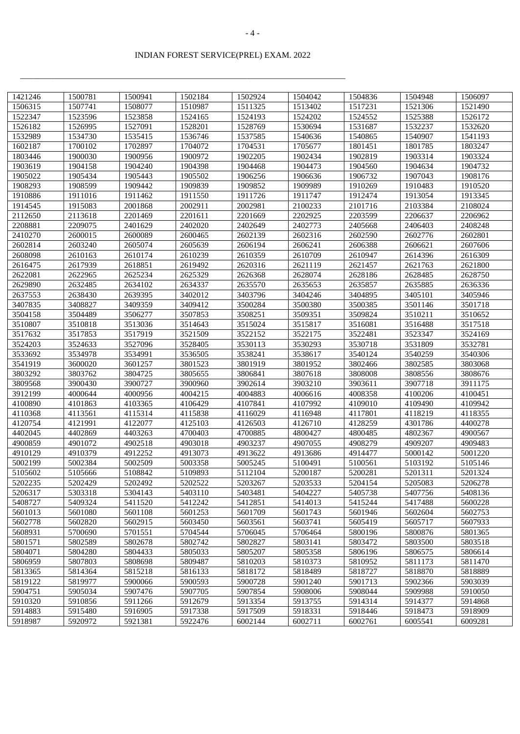INDIAN FOREST SERVICE(PREL) EXAM. 2022

| | | | | | | | | |
|---|---|---|---|---|---|---|---|---|
| 1421246 | 1500781 | 1500941 | 1502184 | 1502924 | 1504042 | 1504836 | 1504948 | 1506097 |
| 1506315 | 1507741 | 1508077 | 1510987 | 1511325 | 1513402 | 1517231 | 1521306 | 1521490 |
| 1522347 | 1523596 | 1523858 | 1524165 | 1524193 | 1524202 | 1524552 | 1525388 | 1526172 |
| 1526182 | 1526995 | 1527091 | 1528201 | 1528769 | 1530694 | 1531687 | 1532237 | 1532620 |
| 1532989 | 1534730 | 1535415 | 1536746 | 1537585 | 1540636 | 1540865 | 1540907 | 1541193 |
| 1602187 | 1700102 | 1702897 | 1704072 | 1704531 | 1705677 | 1801451 | 1801785 | 1803247 |
| 1803446 | 1900030 | 1900956 | 1900972 | 1902205 | 1902434 | 1902819 | 1903314 | 1903324 |
| 1903619 | 1904158 | 1904240 | 1904398 | 1904468 | 1904473 | 1904560 | 1904634 | 1904732 |
| 1905022 | 1905434 | 1905443 | 1905502 | 1906256 | 1906636 | 1906732 | 1907043 | 1908176 |
| 1908293 | 1908599 | 1909442 | 1909839 | 1909852 | 1909989 | 1910269 | 1910483 | 1910520 |
| 1910886 | 1911016 | 1911462 | 1911550 | 1911726 | 1911747 | 1912474 | 1913054 | 1913345 |
| 1914545 | 1915083 | 2001868 | 2002911 | 2002981 | 2100233 | 2101716 | 2103384 | 2108024 |
| 2112650 | 2113618 | 2201469 | 2201611 | 2201669 | 2202925 | 2203599 | 2206637 | 2206962 |
| 2208881 | 2209075 | 2401629 | 2402020 | 2402649 | 2402773 | 2405668 | 2406403 | 2408248 |
| 2410270 | 2600015 | 2600089 | 2600465 | 2602139 | 2602316 | 2602590 | 2602776 | 2602801 |
| 2602814 | 2603240 | 2605074 | 2605639 | 2606194 | 2606241 | 2606388 | 2606621 | 2607606 |
| 2608098 | 2610163 | 2610174 | 2610239 | 2610359 | 2610709 | 2610947 | 2614396 | 2616309 |
| 2616475 | 2617939 | 2618851 | 2619492 | 2620316 | 2621119 | 2621457 | 2621763 | 2621800 |
| 2622081 | 2622965 | 2625234 | 2625329 | 2626368 | 2628074 | 2628186 | 2628485 | 2628750 |
| 2629890 | 2632485 | 2634102 | 2634337 | 2635570 | 2635653 | 2635857 | 2635885 | 2636336 |
| 2637553 | 2638430 | 2639395 | 3402012 | 3403796 | 3404246 | 3404895 | 3405101 | 3405946 |
| 3407835 | 3408827 | 3409359 | 3409412 | 3500284 | 3500380 | 3500385 | 3501146 | 3501718 |
| 3504158 | 3504489 | 3506277 | 3507853 | 3508251 | 3509351 | 3509824 | 3510211 | 3510652 |
| 3510807 | 3510818 | 3513036 | 3514643 | 3515024 | 3515817 | 3516081 | 3516488 | 3517518 |
| 3517632 | 3517853 | 3517919 | 3521509 | 3522152 | 3522175 | 3522481 | 3523347 | 3524169 |
| 3524203 | 3524633 | 3527096 | 3528405 | 3530113 | 3530293 | 3530718 | 3531809 | 3532781 |
| 3533692 | 3534978 | 3534991 | 3536505 | 3538241 | 3538617 | 3540124 | 3540259 | 3540306 |
| 3541919 | 3600020 | 3601257 | 3801523 | 3801919 | 3801952 | 3802466 | 3802585 | 3803068 |
| 3803292 | 3803762 | 3804725 | 3805655 | 3806841 | 3807618 | 3808008 | 3808556 | 3808676 |
| 3809568 | 3900430 | 3900727 | 3900960 | 3902614 | 3903210 | 3903611 | 3907718 | 3911175 |
| 3912199 | 4000644 | 4000956 | 4004215 | 4004883 | 4006616 | 4008358 | 4100206 | 4100451 |
| 4100890 | 4101863 | 4103365 | 4106429 | 4107841 | 4107992 | 4109010 | 4109490 | 4109942 |
| 4110368 | 4113561 | 4115314 | 4115838 | 4116029 | 4116948 | 4117801 | 4118219 | 4118355 |
| 4120754 | 4121991 | 4122077 | 4125103 | 4126503 | 4126710 | 4128259 | 4301786 | 4400278 |
| 4402045 | 4402869 | 4403263 | 4700403 | 4700885 | 4800427 | 4800485 | 4802367 | 4900567 |
| 4900859 | 4901072 | 4902518 | 4903018 | 4903237 | 4907055 | 4908279 | 4909207 | 4909483 |
| 4910129 | 4910379 | 4912252 | 4913073 | 4913622 | 4913686 | 4914477 | 5000142 | 5001220 |
| 5002199 | 5002384 | 5002509 | 5003358 | 5005245 | 5100491 | 5100561 | 5103192 | 5105146 |
| 5105602 | 5105666 | 5108842 | 5109893 | 5112104 | 5200187 | 5200281 | 5201311 | 5201324 |
| 5202235 | 5202429 | 5202492 | 5202522 | 5203267 | 5203533 | 5204154 | 5205083 | 5206278 |
| 5206317 | 5303318 | 5304143 | 5403110 | 5403481 | 5404227 | 5405738 | 5407756 | 5408136 |
| 5408727 | 5409324 | 5411520 | 5412242 | 5412851 | 5414013 | 5415244 | 5417488 | 5600228 |
| 5601013 | 5601080 | 5601108 | 5601253 | 5601709 | 5601743 | 5601946 | 5602604 | 5602753 |
| 5602778 | 5602820 | 5602915 | 5603450 | 5603561 | 5603741 | 5605419 | 5605717 | 5607933 |
| 5608931 | 5700690 | 5701551 | 5704544 | 5706045 | 5706464 | 5800196 | 5800876 | 5801365 |
| 5801571 | 5802589 | 5802678 | 5802742 | 5802827 | 5803141 | 5803472 | 5803500 | 5803518 |
| 5804071 | 5804280 | 5804433 | 5805033 | 5805207 | 5805358 | 5806196 | 5806575 | 5806614 |
| 5806959 | 5807803 | 5808698 | 5809487 | 5810203 | 5810373 | 5810952 | 5811173 | 5811470 |
| 5813365 | 5814364 | 5815218 | 5816133 | 5818172 | 5818489 | 5818727 | 5818870 | 5818889 |
| 5819122 | 5819977 | 5900066 | 5900593 | 5900728 | 5901240 | 5901713 | 5902366 | 5903039 |
| 5904751 | 5905034 | 5907476 | 5907705 | 5907854 | 5908006 | 5908044 | 5909988 | 5910050 |
| 5910320 | 5910856 | 5911266 | 5912679 | 5913354 | 5913755 | 5914314 | 5914377 | 5914868 |
| 5914883 | 5915480 | 5916905 | 5917338 | 5917509 | 5918331 | 5918446 | 5918473 | 5918909 |
| 5918987 | 5920972 | 5921381 | 5922476 | 6002144 | 6002711 | 6002761 | 6005541 | 6009281 |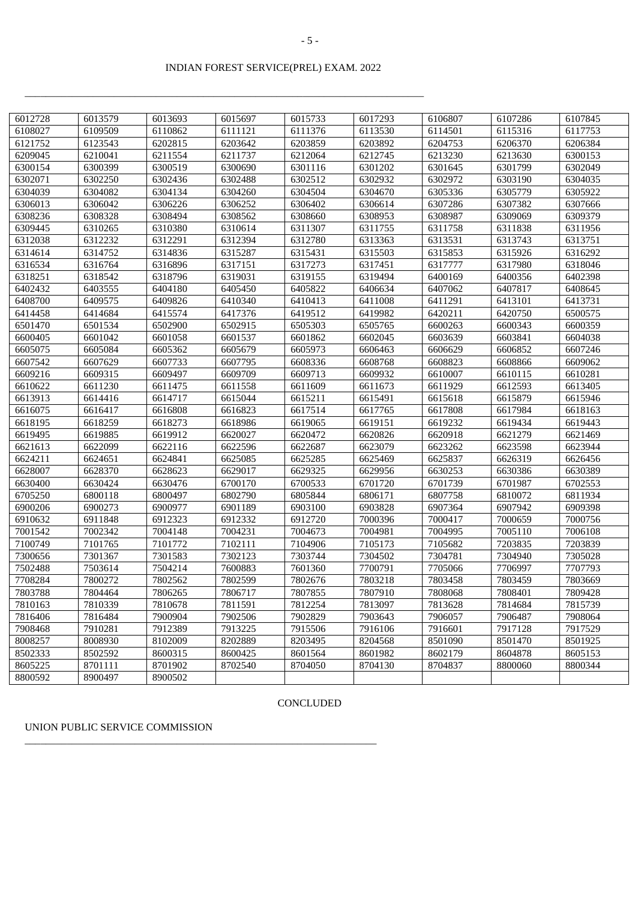INDIAN FOREST SERVICE(PREL) EXAM. 2022

| | | | | | | | | |
|---|---|---|---|---|---|---|---|---|
| 6012728 | 6013579 | 6013693 | 6015697 | 6015733 | 6017293 | 6106807 | 6107286 | 6107845 |
| 6108027 | 6109509 | 6110862 | 6111121 | 6111376 | 6113530 | 6114501 | 6115316 | 6117753 |
| 6121752 | 6123543 | 6202815 | 6203642 | 6203859 | 6203892 | 6204753 | 6206370 | 6206384 |
| 6209045 | 6210041 | 6211554 | 6211737 | 6212064 | 6212745 | 6213230 | 6213630 | 6300153 |
| 6300154 | 6300399 | 6300519 | 6300690 | 6301116 | 6301202 | 6301645 | 6301799 | 6302049 |
| 6302071 | 6302250 | 6302436 | 6302488 | 6302512 | 6302932 | 6302972 | 6303190 | 6304035 |
| 6304039 | 6304082 | 6304134 | 6304260 | 6304504 | 6304670 | 6305336 | 6305779 | 6305922 |
| 6306013 | 6306042 | 6306226 | 6306252 | 6306402 | 6306614 | 6307286 | 6307382 | 6307666 |
| 6308236 | 6308328 | 6308494 | 6308562 | 6308660 | 6308953 | 6308987 | 6309069 | 6309379 |
| 6309445 | 6310265 | 6310380 | 6310614 | 6311307 | 6311755 | 6311758 | 6311838 | 6311956 |
| 6312038 | 6312232 | 6312291 | 6312394 | 6312780 | 6313363 | 6313531 | 6313743 | 6313751 |
| 6314614 | 6314752 | 6314836 | 6315287 | 6315431 | 6315503 | 6315853 | 6315926 | 6316292 |
| 6316534 | 6316764 | 6316896 | 6317151 | 6317273 | 6317451 | 6317777 | 6317980 | 6318046 |
| 6318251 | 6318542 | 6318796 | 6319031 | 6319155 | 6319494 | 6400169 | 6400356 | 6402398 |
| 6402432 | 6403555 | 6404180 | 6405450 | 6405822 | 6406634 | 6407062 | 6407817 | 6408645 |
| 6408700 | 6409575 | 6409826 | 6410340 | 6410413 | 6411008 | 6411291 | 6413101 | 6413731 |
| 6414458 | 6414684 | 6415574 | 6417376 | 6419512 | 6419982 | 6420211 | 6420750 | 6500575 |
| 6501470 | 6501534 | 6502900 | 6502915 | 6505303 | 6505765 | 6600263 | 6600343 | 6600359 |
| 6600405 | 6601042 | 6601058 | 6601537 | 6601862 | 6602045 | 6603639 | 6603841 | 6604038 |
| 6605075 | 6605084 | 6605362 | 6605679 | 6605973 | 6606463 | 6606629 | 6606852 | 6607246 |
| 6607542 | 6607629 | 6607733 | 6607795 | 6608336 | 6608768 | 6608823 | 6608866 | 6609062 |
| 6609216 | 6609315 | 6609497 | 6609709 | 6609713 | 6609932 | 6610007 | 6610115 | 6610281 |
| 6610622 | 6611230 | 6611475 | 6611558 | 6611609 | 6611673 | 6611929 | 6612593 | 6613405 |
| 6613913 | 6614416 | 6614717 | 6615044 | 6615211 | 6615491 | 6615618 | 6615879 | 6615946 |
| 6616075 | 6616417 | 6616808 | 6616823 | 6617514 | 6617765 | 6617808 | 6617984 | 6618163 |
| 6618195 | 6618259 | 6618273 | 6618986 | 6619065 | 6619151 | 6619232 | 6619434 | 6619443 |
| 6619495 | 6619885 | 6619912 | 6620027 | 6620472 | 6620826 | 6620918 | 6621279 | 6621469 |
| 6621613 | 6622099 | 6622116 | 6622596 | 6622687 | 6623079 | 6623262 | 6623598 | 6623944 |
| 6624211 | 6624651 | 6624841 | 6625085 | 6625285 | 6625469 | 6625837 | 6626319 | 6626456 |
| 6628007 | 6628370 | 6628623 | 6629017 | 6629325 | 6629956 | 6630253 | 6630386 | 6630389 |
| 6630400 | 6630424 | 6630476 | 6700170 | 6700533 | 6701720 | 6701739 | 6701987 | 6702553 |
| 6705250 | 6800118 | 6800497 | 6802790 | 6805844 | 6806171 | 6807758 | 6810072 | 6811934 |
| 6900206 | 6900273 | 6900977 | 6901189 | 6903100 | 6903828 | 6907364 | 6907942 | 6909398 |
| 6910632 | 6911848 | 6912323 | 6912332 | 6912720 | 7000396 | 7000417 | 7000659 | 7000756 |
| 7001542 | 7002342 | 7004148 | 7004231 | 7004673 | 7004981 | 7004995 | 7005110 | 7006108 |
| 7100749 | 7101765 | 7101772 | 7102111 | 7104906 | 7105173 | 7105682 | 7203835 | 7203839 |
| 7300656 | 7301367 | 7301583 | 7302123 | 7303744 | 7304502 | 7304781 | 7304940 | 7305028 |
| 7502488 | 7503614 | 7504214 | 7600883 | 7601360 | 7700791 | 7705066 | 7706997 | 7707793 |
| 7708284 | 7800272 | 7802562 | 7802599 | 7802676 | 7803218 | 7803458 | 7803459 | 7803669 |
| 7803788 | 7804464 | 7806265 | 7806717 | 7807855 | 7807910 | 7808068 | 7808401 | 7809428 |
| 7810163 | 7810339 | 7810678 | 7811591 | 7812254 | 7813097 | 7813628 | 7814684 | 7815739 |
| 7816406 | 7816484 | 7900904 | 7902506 | 7902829 | 7903643 | 7906057 | 7906487 | 7908064 |
| 7908468 | 7910281 | 7912389 | 7913225 | 7915506 | 7916106 | 7916601 | 7917128 | 7917529 |
| 8008257 | 8008930 | 8102009 | 8202889 | 8203495 | 8204568 | 8501090 | 8501470 | 8501925 |
| 8502333 | 8502592 | 8600315 | 8600425 | 8601564 | 8601982 | 8602179 | 8604878 | 8605153 |
| 8605225 | 8701111 | 8701902 | 8702540 | 8704050 | 8704130 | 8704837 | 8800060 | 8800344 |
| 8800592 | 8900497 | 8900502 | | | | | | |

CONCLUDED

UNION PUBLIC SERVICE COMMISSION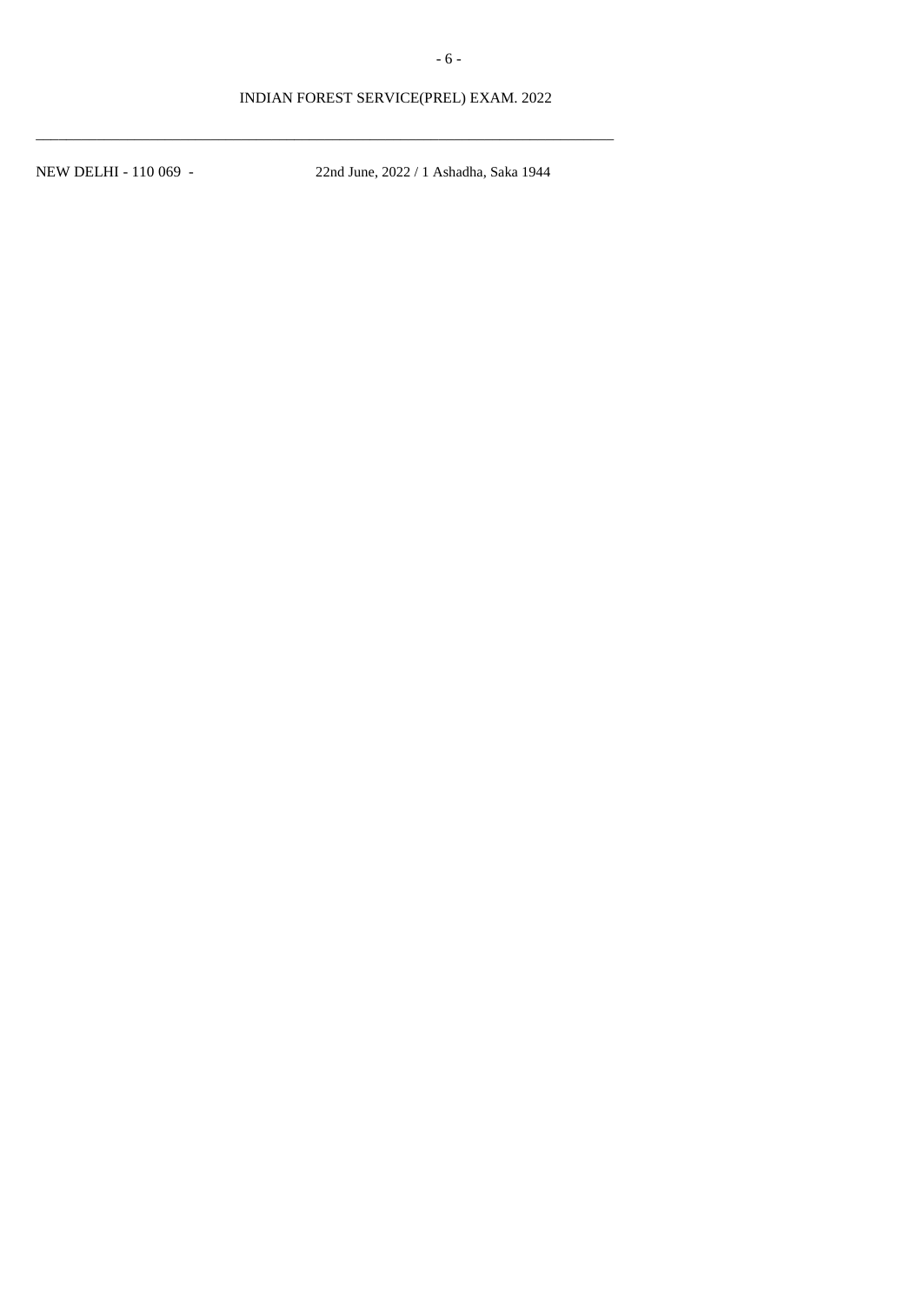INDIAN FOREST SERVICE(PREL) EXAM. 2022

---

NEW DELHI - 110 069 - 22nd June, 2022 / 1 Ashadha, Saka 1944